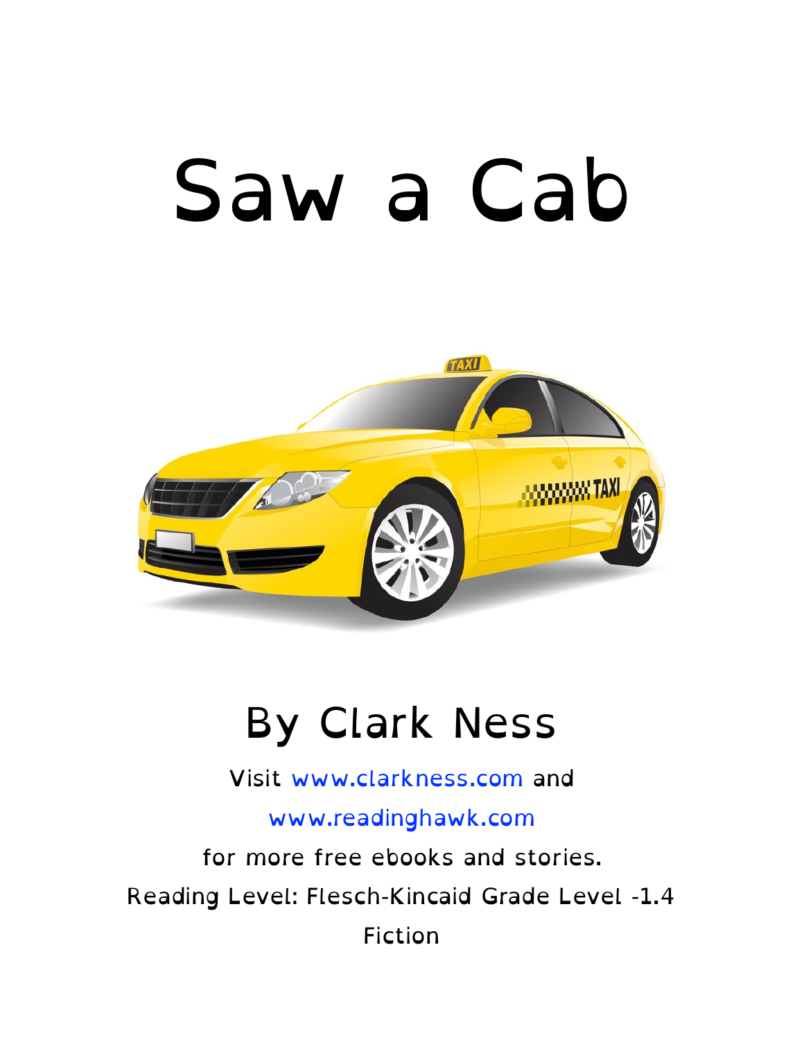# Saw a Cab

## By Clark Ness

Visit www.clarkness.com and

www.readinghawk.com

for more free ebooks and stories.

Reading Level: Flesch-Kincaid Grade Level -1.4

Fiction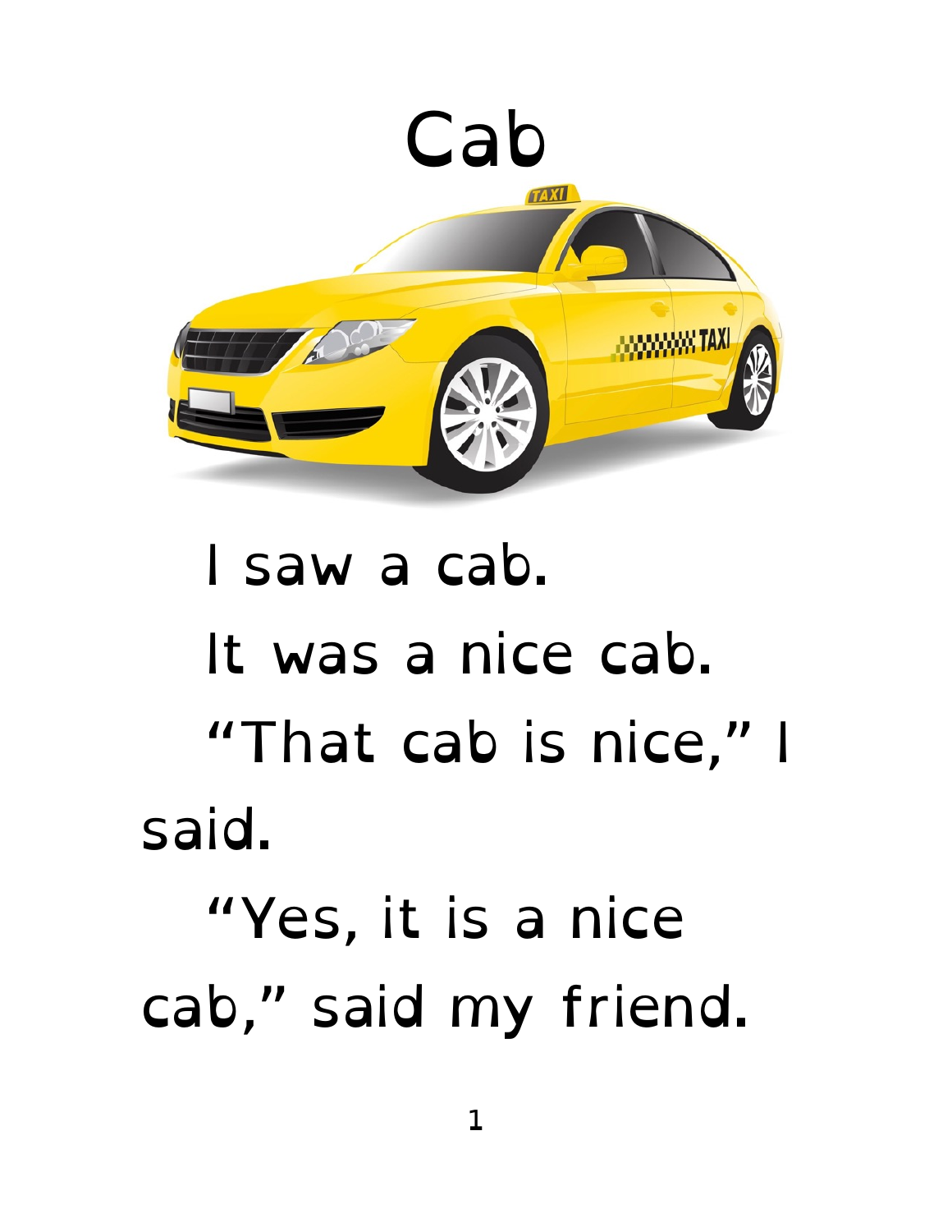# Cab

I saw a cab.

It was a nice cab.

"That cab is nice," I said.

"Yes, it is a nice cab," said my friend.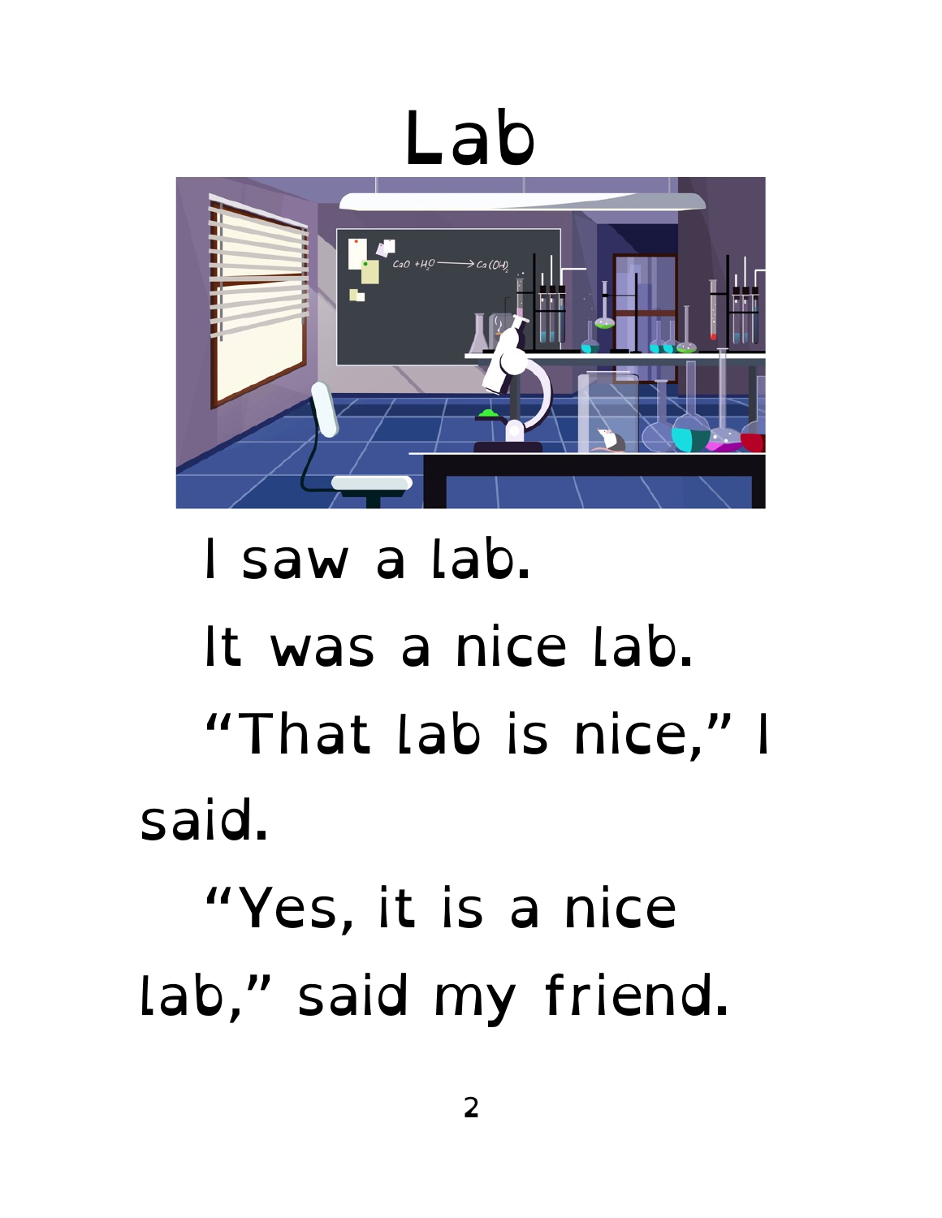# Lab

I saw a lab.

It was a nice lab.

"That lab is nice," I said.

"Yes, it is a nice lab," said my friend.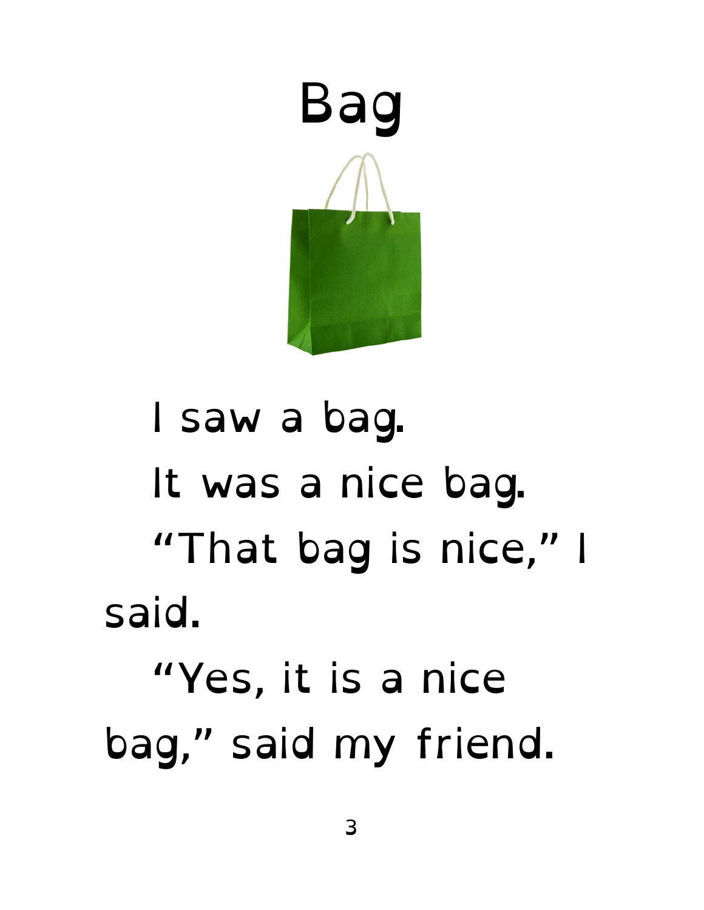# Bag

I saw a bag.

It was a nice bag.

"That bag is nice," I said.

"Yes, it is a nice bag," said my friend.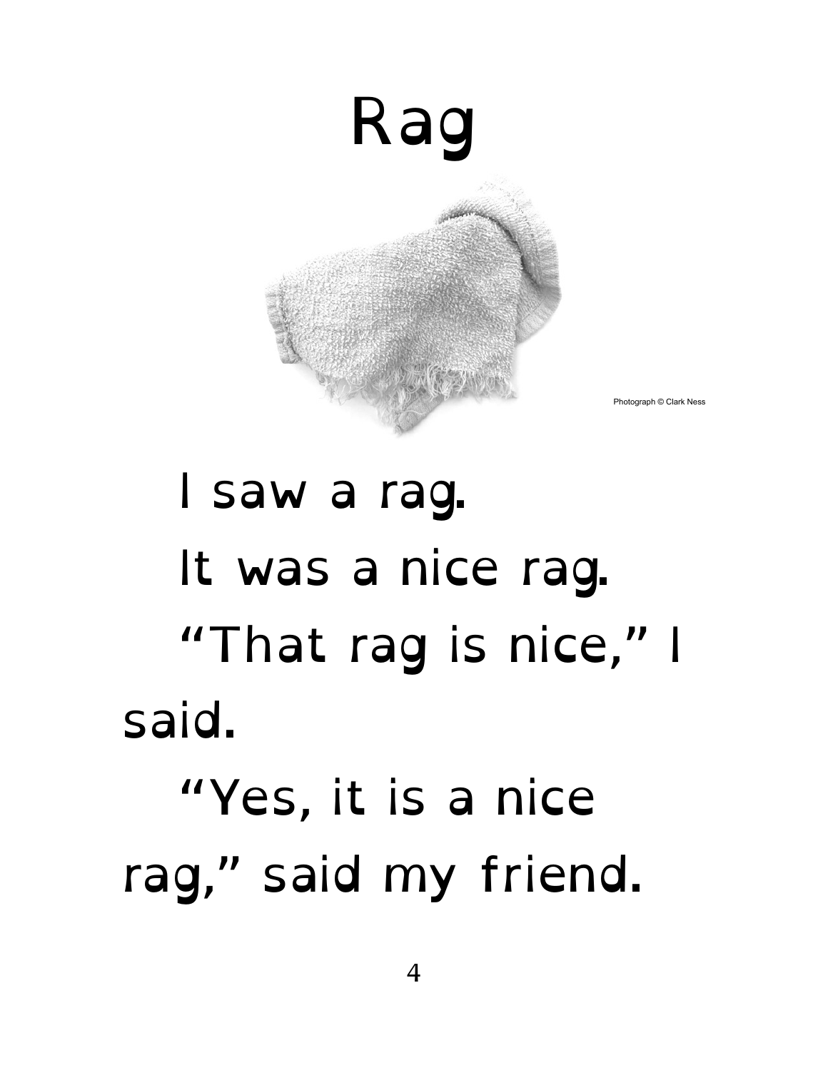# Rag

Photograph © Clark Ness

I saw a rag.

It was a nice rag.

"That rag is nice," I said.

"Yes, it is a nice rag," said my friend.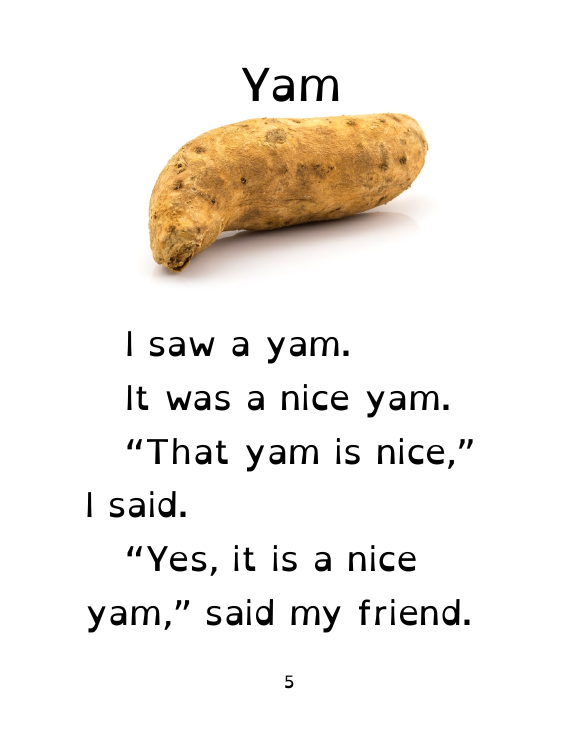# Yam

I saw a yam.

It was a nice yam.

"That yam is nice," I said.

"Yes, it is a nice yam," said my friend.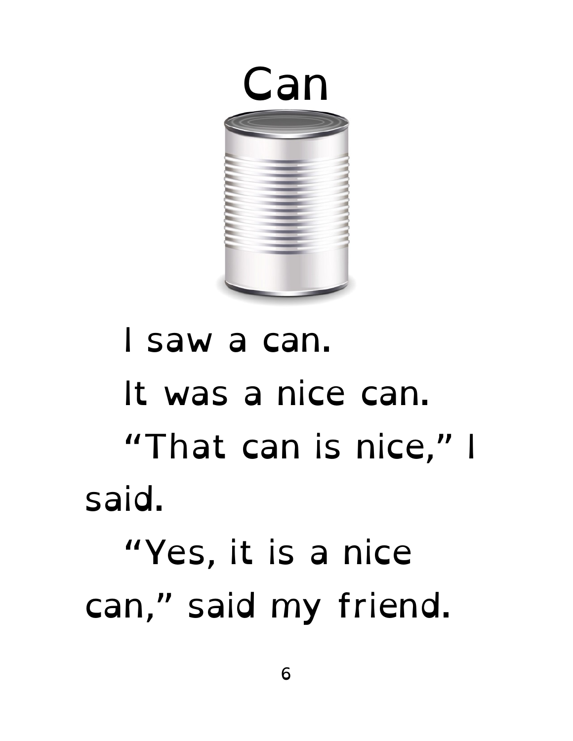# Can

I saw a can.

It was a nice can.

"That can is nice," I said.

"Yes, it is a nice can," said my friend.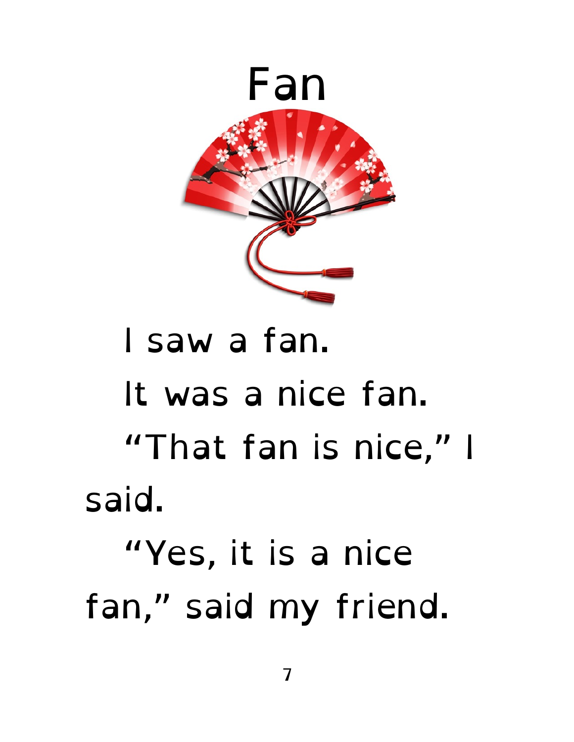# Fan

I saw a fan.

It was a nice fan.

"That fan is nice," I said.

"Yes, it is a nice fan," said my friend.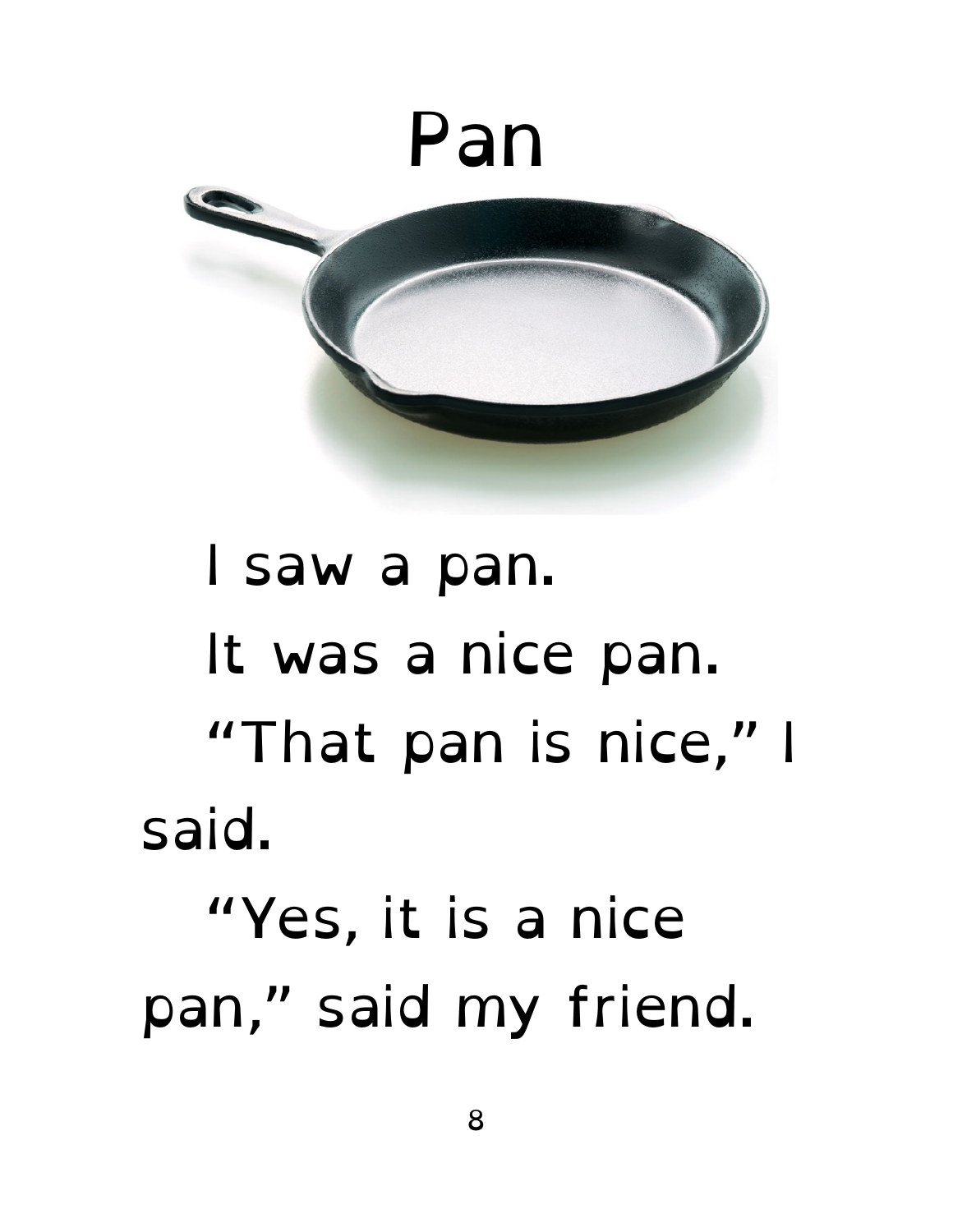# Pan

I saw a pan.

It was a nice pan.

"That pan is nice," I said.

"Yes, it is a nice pan," said my friend.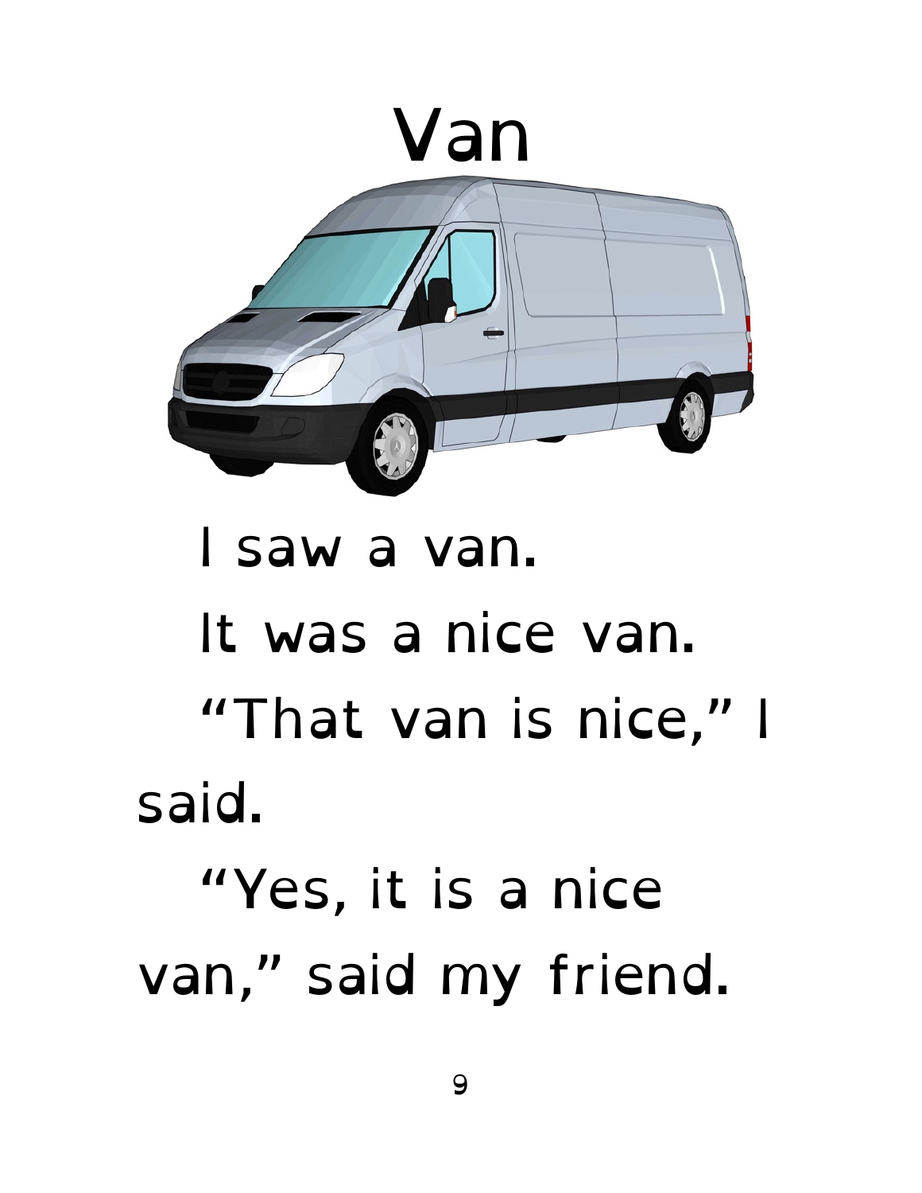# Van

I saw a van.

It was a nice van.

"That van is nice," I said.

"Yes, it is a nice van," said my friend.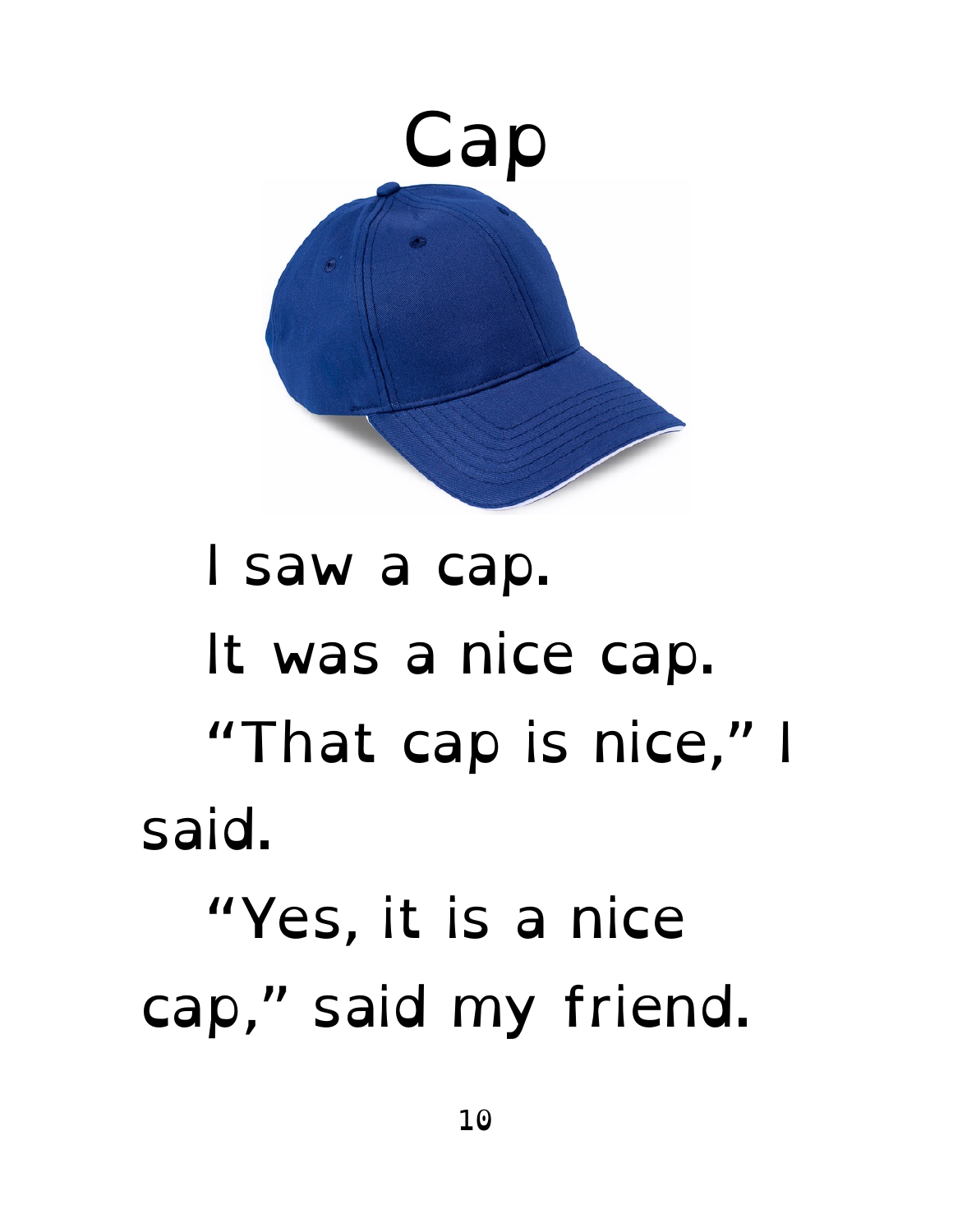# Cap

I saw a cap.

It was a nice cap.

"That cap is nice," I said.

"Yes, it is a nice cap," said my friend.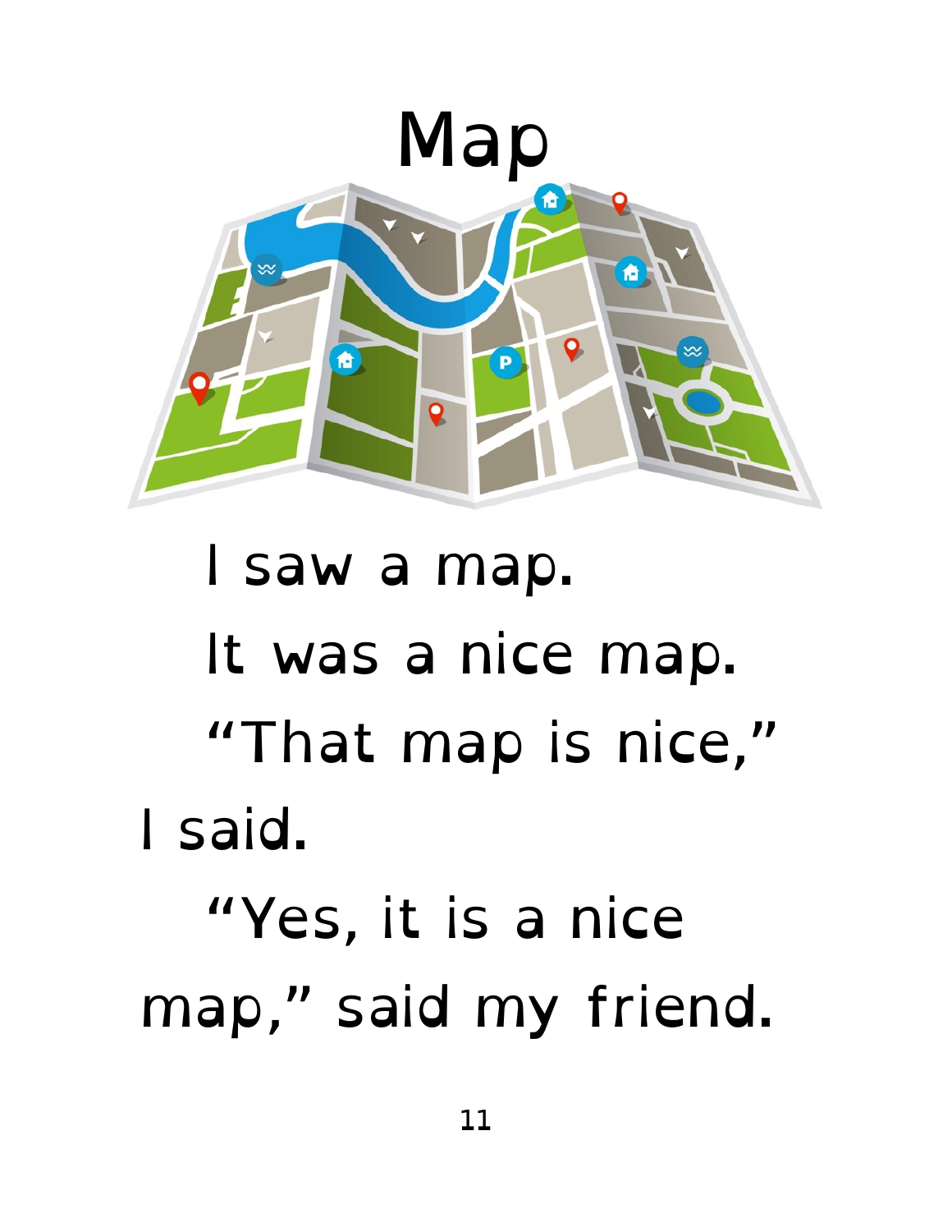# Map

I saw a map.

It was a nice map.

"That map is nice," I said.

"Yes, it is a nice map," said my friend.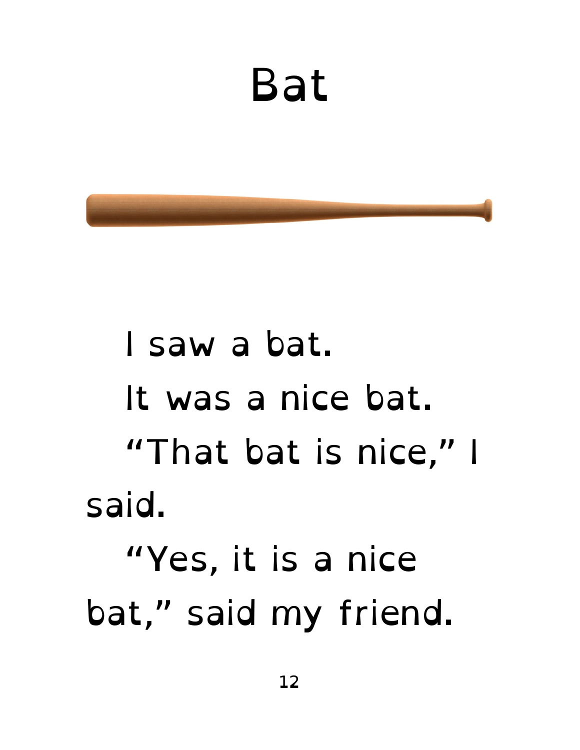# Bat

I saw a bat.

It was a nice bat.

"That bat is nice," I said.

"Yes, it is a nice bat," said my friend.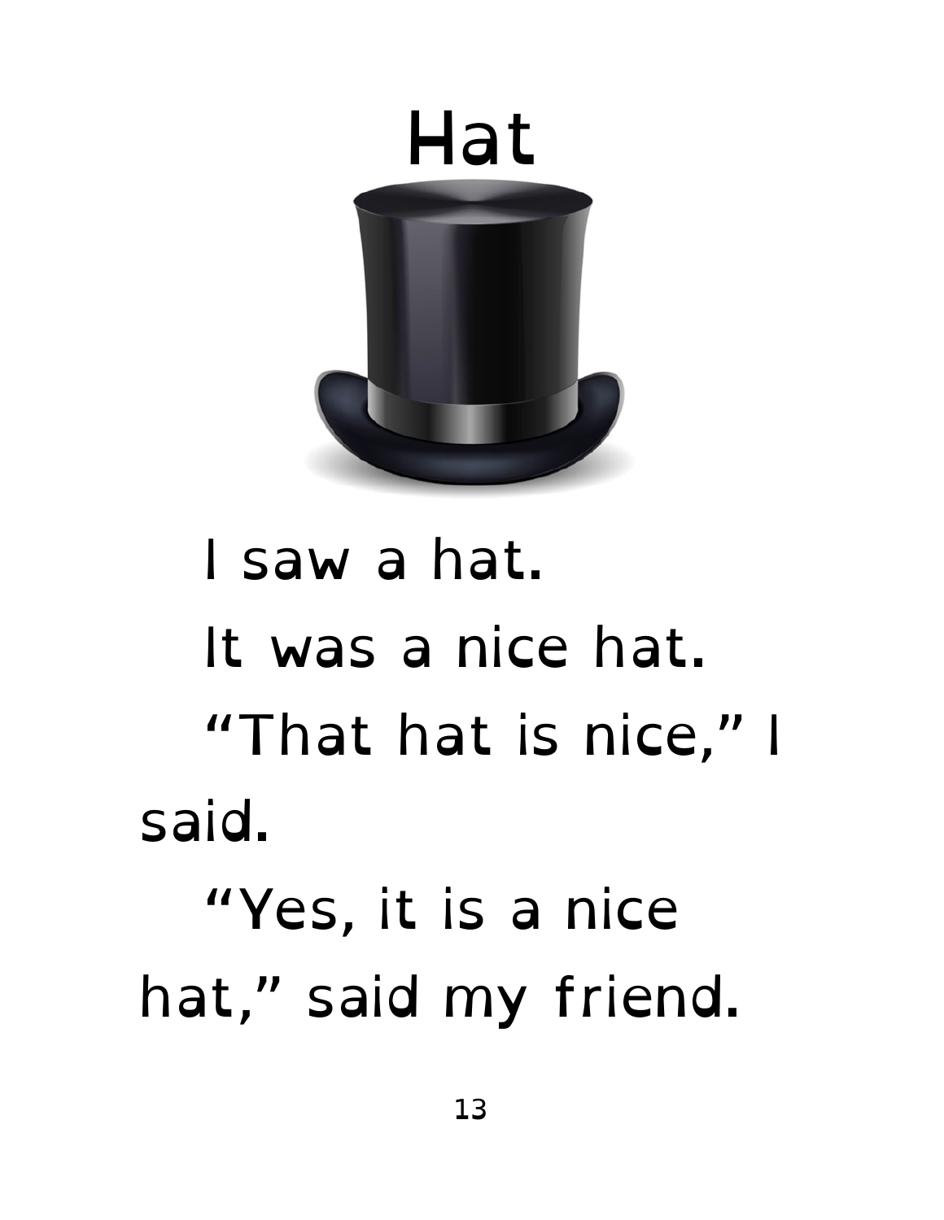# Hat

I saw a hat.

It was a nice hat.

"That hat is nice," I said.

"Yes, it is a nice hat," said my friend.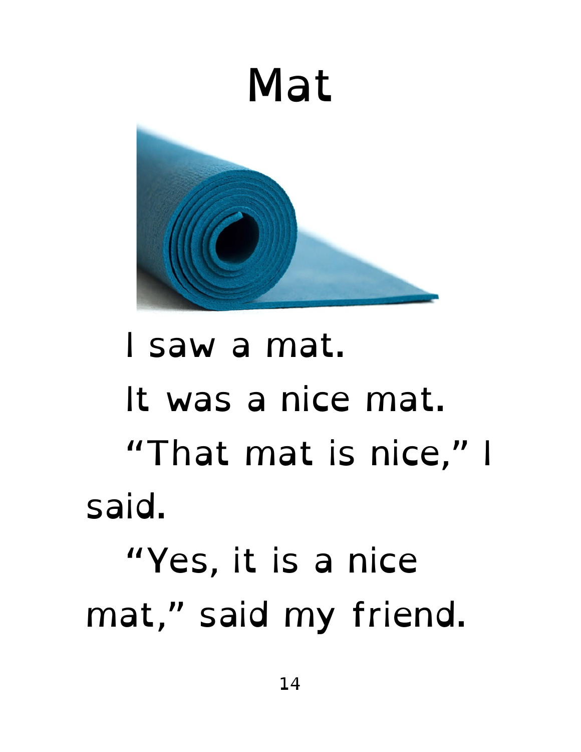# Mat

I saw a mat.

It was a nice mat.

"That mat is nice," I said.

"Yes, it is a nice mat," said my friend.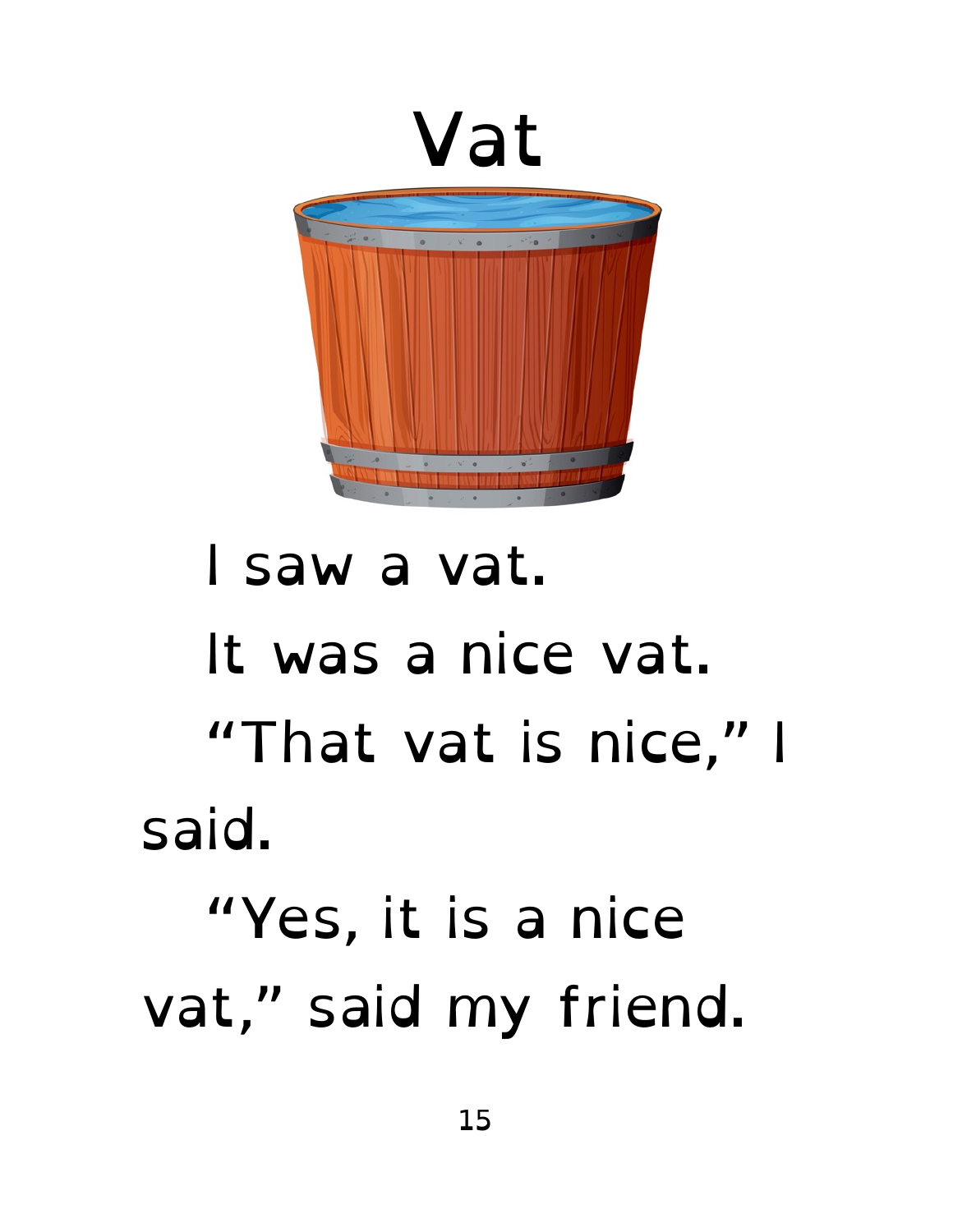# Vat

I saw a vat.

It was a nice vat.

"That vat is nice," I said.

"Yes, it is a nice vat," said my friend.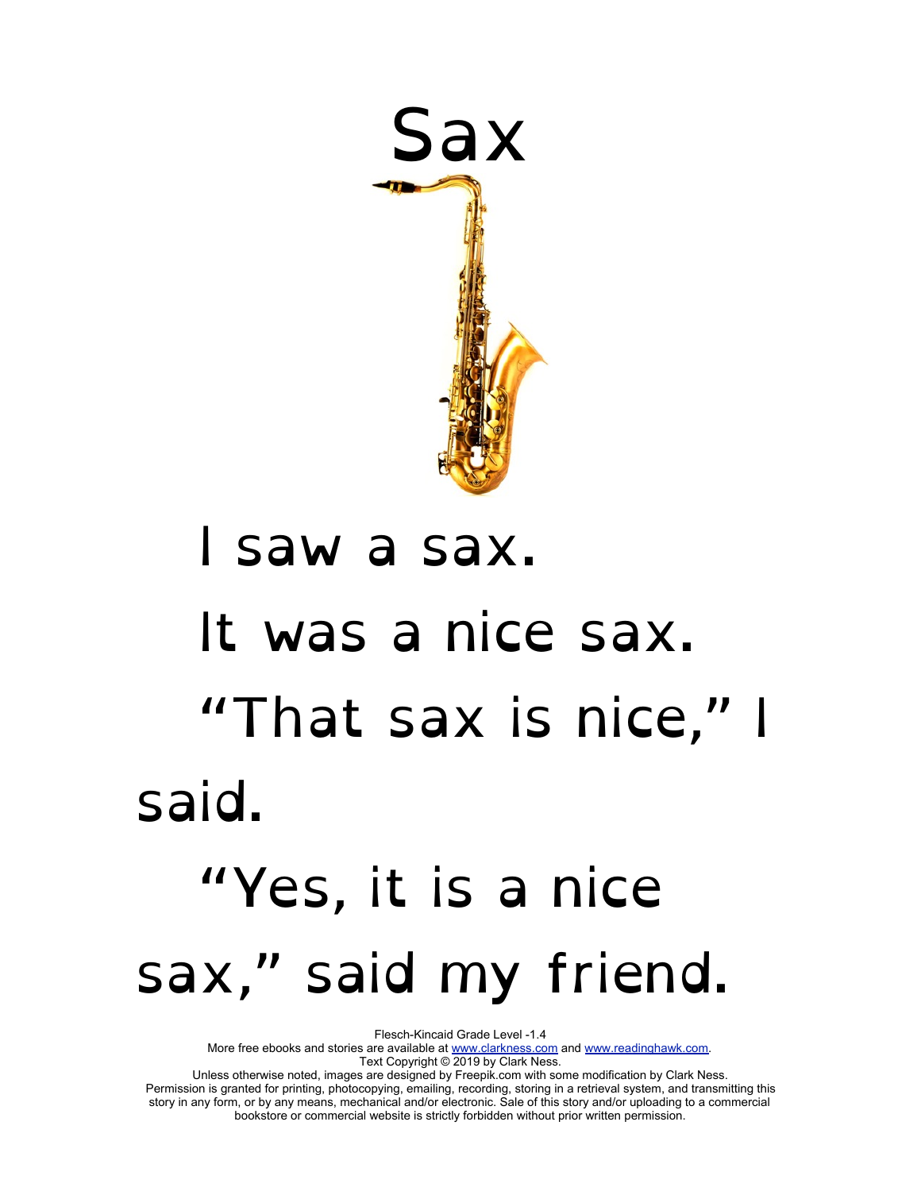# Sax

I saw a sax.

It was a nice sax.

"That sax is nice," I said.

"Yes, it is a nice sax," said my friend.

Flesch-Kincaid Grade Level -1.4
More free ebooks and stories are available at www.clarkness.com and www.readinghawk.com.
Text Copyright © 2019 by Clark Ness.
Unless otherwise noted, images are designed by Freepik.com with some modification by Clark Ness.
Permission is granted for printing, photocopying, emailing, recording, storing in a retrieval system, and transmitting this story in any form, or by any means, mechanical and/or electronic. Sale of this story and/or uploading to a commercial bookstore or commercial website is strictly forbidden without prior written permission.